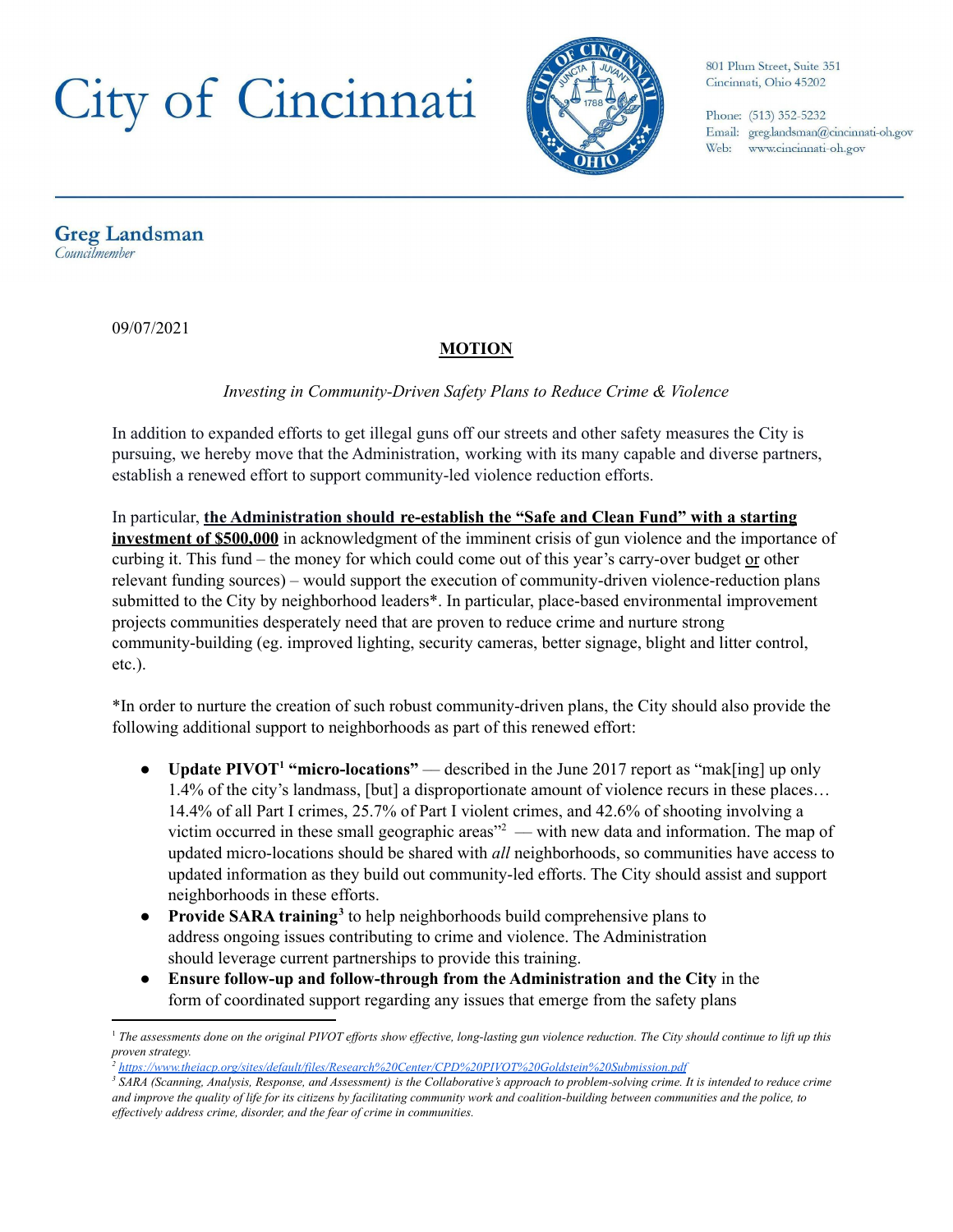# City of Cincinnati

801 Plum Street, Suite 351
Cincinnati, Ohio 45202

Phone: (513) 352-5232
Email: greg.landsman@cincinnati-oh.gov
Web: www.cincinnati-oh.gov

**Greg Landsman**
*Councilmember*

09/07/2021

## MOTION

*Investing in Community-Driven Safety Plans to Reduce Crime & Violence*

In addition to expanded efforts to get illegal guns off our streets and other safety measures the City is pursuing, we hereby move that the Administration, working with its many capable and diverse partners, establish a renewed effort to support community-led violence reduction efforts.

In particular, **the Administration should re-establish the "Safe and Clean Fund" with a starting investment of $500,000** in acknowledgment of the imminent crisis of gun violence and the importance of curbing it. This fund – the money for which could come out of this year's carry-over budget or other relevant funding sources) – would support the execution of community-driven violence-reduction plans submitted to the City by neighborhood leaders*. In particular, place-based environmental improvement projects communities desperately need that are proven to reduce crime and nurture strong community-building (eg. improved lighting, security cameras, better signage, blight and litter control, etc.).

*In order to nurture the creation of such robust community-driven plans, the City should also provide the following additional support to neighborhoods as part of this renewed effort:

- **Update PIVOT[1] "micro-locations"** — described in the June 2017 report as "mak[ing] up only 1.4% of the city's landmass, [but] a disproportionate amount of violence recurs in these places… 14.4% of all Part I crimes, 25.7% of Part I violent crimes, and 42.6% of shooting involving a victim occurred in these small geographic areas"[2] — with new data and information. The map of updated micro-locations should be shared with *all* neighborhoods, so communities have access to updated information as they build out community-led efforts. The City should assist and support neighborhoods in these efforts.
- **Provide SARA training[3]** to help neighborhoods build comprehensive plans to address ongoing issues contributing to crime and violence. The Administration should leverage current partnerships to provide this training.
- **Ensure follow-up and follow-through from the Administration and the City** in the form of coordinated support regarding any issues that emerge from the safety plans

---

[1] *The assessments done on the original PIVOT efforts show effective, long-lasting gun violence reduction. The City should continue to lift up this proven strategy.*

[2] *https://www.theiacp.org/sites/default/files/Research%20Center/CPD%20PIVOT%20Goldstein%20Submission.pdf*

[3] *SARA (Scanning, Analysis, Response, and Assessment) is the Collaborative's approach to problem-solving crime. It is intended to reduce crime and improve the quality of life for its citizens by facilitating community work and coalition-building between communities and the police, to effectively address crime, disorder, and the fear of crime in communities.*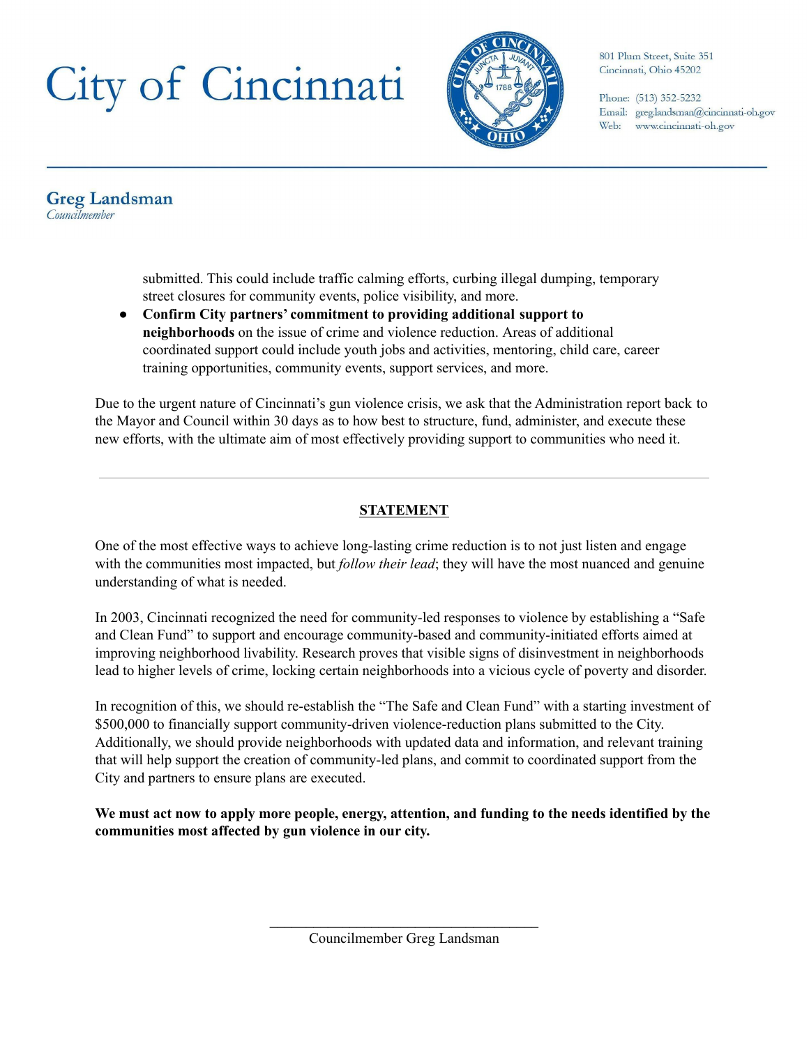submitted. This could include traffic calming efforts, curbing illegal dumping, temporary street closures for community events, police visibility, and more.

- **Confirm City partners' commitment to providing additional support to neighborhoods** on the issue of crime and violence reduction. Areas of additional coordinated support could include youth jobs and activities, mentoring, child care, career training opportunities, community events, support services, and more.

Due to the urgent nature of Cincinnati's gun violence crisis, we ask that the Administration report back to the Mayor and Council within 30 days as to how best to structure, fund, administer, and execute these new efforts, with the ultimate aim of most effectively providing support to communities who need it.

---

## STATEMENT

One of the most effective ways to achieve long-lasting crime reduction is to not just listen and engage with the communities most impacted, but *follow their lead*; they will have the most nuanced and genuine understanding of what is needed.

In 2003, Cincinnati recognized the need for community-led responses to violence by establishing a "Safe and Clean Fund" to support and encourage community-based and community-initiated efforts aimed at improving neighborhood livability. Research proves that visible signs of disinvestment in neighborhoods lead to higher levels of crime, locking certain neighborhoods into a vicious cycle of poverty and disorder.

In recognition of this, we should re-establish the "The Safe and Clean Fund" with a starting investment of $500,000 to financially support community-driven violence-reduction plans submitted to the City. Additionally, we should provide neighborhoods with updated data and information, and relevant training that will help support the creation of community-led plans, and commit to coordinated support from the City and partners to ensure plans are executed.

**We must act now to apply more people, energy, attention, and funding to the needs identified by the communities most affected by gun violence in our city.**

\_\_\_\_\_\_\_\_\_\_\_\_\_\_\_\_\_\_\_\_\_\_\_\_\_\_\_\_\_\_\_\_\_\_

Councilmember Greg Landsman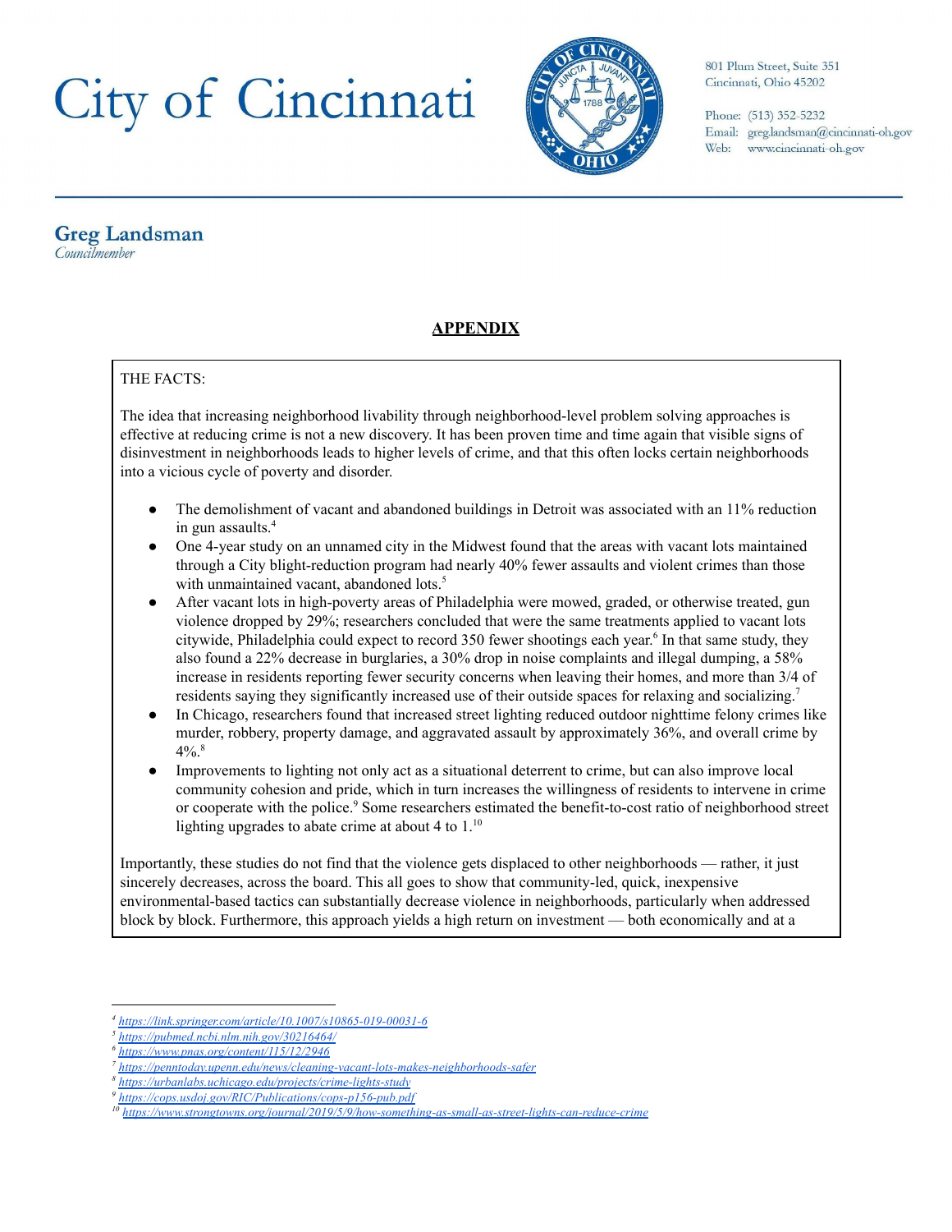# City of Cincinnati

801 Plum Street, Suite 351
Cincinnati, Ohio 45202

Phone: (513) 352-5232
Email: greg.landsman@cincinnati-oh.gov
Web: www.cincinnati-oh.gov

**Greg Landsman**
*Councilmember*

## APPENDIX

THE FACTS:

The idea that increasing neighborhood livability through neighborhood-level problem solving approaches is effective at reducing crime is not a new discovery. It has been proven time and time again that visible signs of disinvestment in neighborhoods leads to higher levels of crime, and that this often locks certain neighborhoods into a vicious cycle of poverty and disorder.

- The demolishment of vacant and abandoned buildings in Detroit was associated with an 11% reduction in gun assaults.[4]
- One 4-year study on an unnamed city in the Midwest found that the areas with vacant lots maintained through a City blight-reduction program had nearly 40% fewer assaults and violent crimes than those with unmaintained vacant, abandoned lots.[5]
- After vacant lots in high-poverty areas of Philadelphia were mowed, graded, or otherwise treated, gun violence dropped by 29%; researchers concluded that were the same treatments applied to vacant lots citywide, Philadelphia could expect to record 350 fewer shootings each year.[6] In that same study, they also found a 22% decrease in burglaries, a 30% drop in noise complaints and illegal dumping, a 58% increase in residents reporting fewer security concerns when leaving their homes, and more than 3/4 of residents saying they significantly increased use of their outside spaces for relaxing and socializing.[7]
- In Chicago, researchers found that increased street lighting reduced outdoor nighttime felony crimes like murder, robbery, property damage, and aggravated assault by approximately 36%, and overall crime by 4%.[8]
- Improvements to lighting not only act as a situational deterrent to crime, but can also improve local community cohesion and pride, which in turn increases the willingness of residents to intervene in crime or cooperate with the police.[9] Some researchers estimated the benefit-to-cost ratio of neighborhood street lighting upgrades to abate crime at about 4 to 1.[10]

Importantly, these studies do not find that the violence gets displaced to other neighborhoods — rather, it just sincerely decreases, across the board. This all goes to show that community-led, quick, inexpensive environmental-based tactics can substantially decrease violence in neighborhoods, particularly when addressed block by block. Furthermore, this approach yields a high return on investment — both economically and at a

---

[4] https://link.springer.com/article/10.1007/s10865-019-00031-6
[5] https://pubmed.ncbi.nlm.nih.gov/30216464/
[6] https://www.pnas.org/content/115/12/2946
[7] https://penntoday.upenn.edu/news/cleaning-vacant-lots-makes-neighborhoods-safer
[8] https://urbanlabs.uchicago.edu/projects/crime-lights-study
[9] https://cops.usdoj.gov/RIC/Publications/cops-p156-pub.pdf
[10] https://www.strongtowns.org/journal/2019/5/9/how-something-as-small-as-street-lights-can-reduce-crime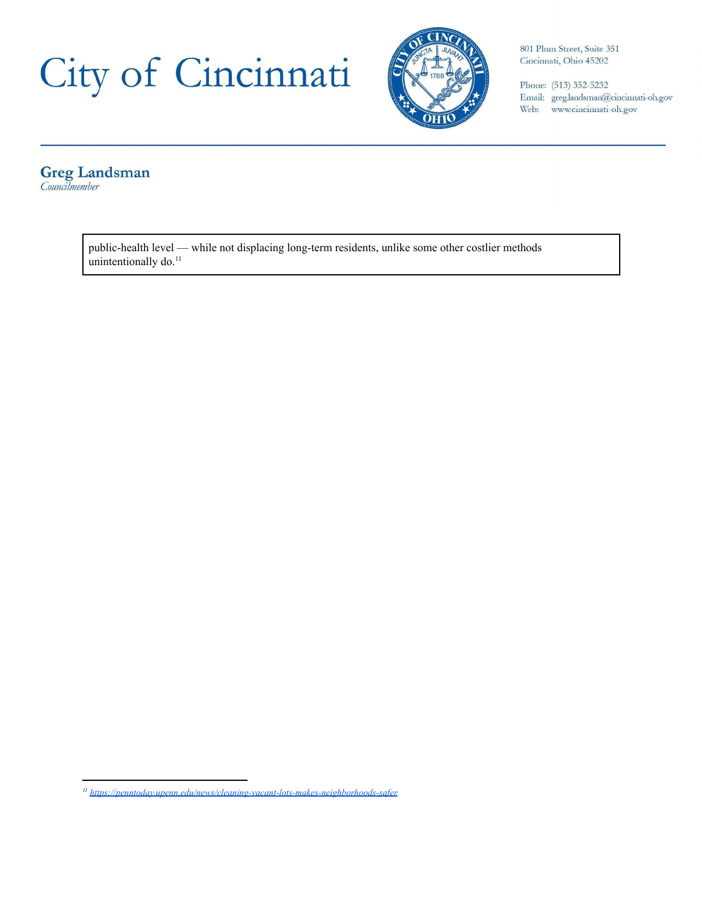public-health level — while not displacing long-term residents, unlike some other costlier methods unintentionally do.[11]

[11] https://penntoday.upenn.edu/news/cleaning-vacant-lots-makes-neighborhoods-safer